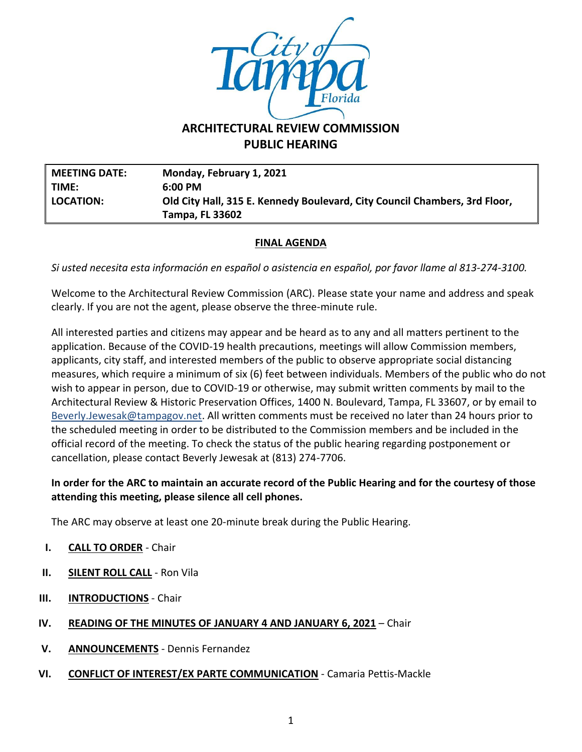# ARCHITECTURAL REVIEW COMMISSION PUBLIC HEARING

| | |
|---|---|
| **MEETING DATE:** | **Monday, February 1, 2021** |
| **TIME:** | **6:00 PM** |
| **LOCATION:** | **Old City Hall, 315 E. Kennedy Boulevard, City Council Chambers, 3rd Floor, Tampa, FL 33602** |

## FINAL AGENDA

*Si usted necesita esta información en español o asistencia en español, por favor llame al 813-274-3100.*

Welcome to the Architectural Review Commission (ARC). Please state your name and address and speak clearly. If you are not the agent, please observe the three-minute rule.

All interested parties and citizens may appear and be heard as to any and all matters pertinent to the application. Because of the COVID-19 health precautions, meetings will allow Commission members, applicants, city staff, and interested members of the public to observe appropriate social distancing measures, which require a minimum of six (6) feet between individuals. Members of the public who do not wish to appear in person, due to COVID-19 or otherwise, may submit written comments by mail to the Architectural Review & Historic Preservation Offices, 1400 N. Boulevard, Tampa, FL 33607, or by email to Beverly.Jewesak@tampagov.net. All written comments must be received no later than 24 hours prior to the scheduled meeting in order to be distributed to the Commission members and be included in the official record of the meeting. To check the status of the public hearing regarding postponement or cancellation, please contact Beverly Jewesak at (813) 274-7706.

**In order for the ARC to maintain an accurate record of the Public Hearing and for the courtesy of those attending this meeting, please silence all cell phones.**

The ARC may observe at least one 20-minute break during the Public Hearing.

I. **CALL TO ORDER** - Chair

II. **SILENT ROLL CALL** - Ron Vila

III. **INTRODUCTIONS** - Chair

IV. **READING OF THE MINUTES OF JANUARY 4 AND JANUARY 6, 2021** – Chair

V. **ANNOUNCEMENTS** - Dennis Fernandez

VI. **CONFLICT OF INTEREST/EX PARTE COMMUNICATION** - Camaria Pettis-Mackle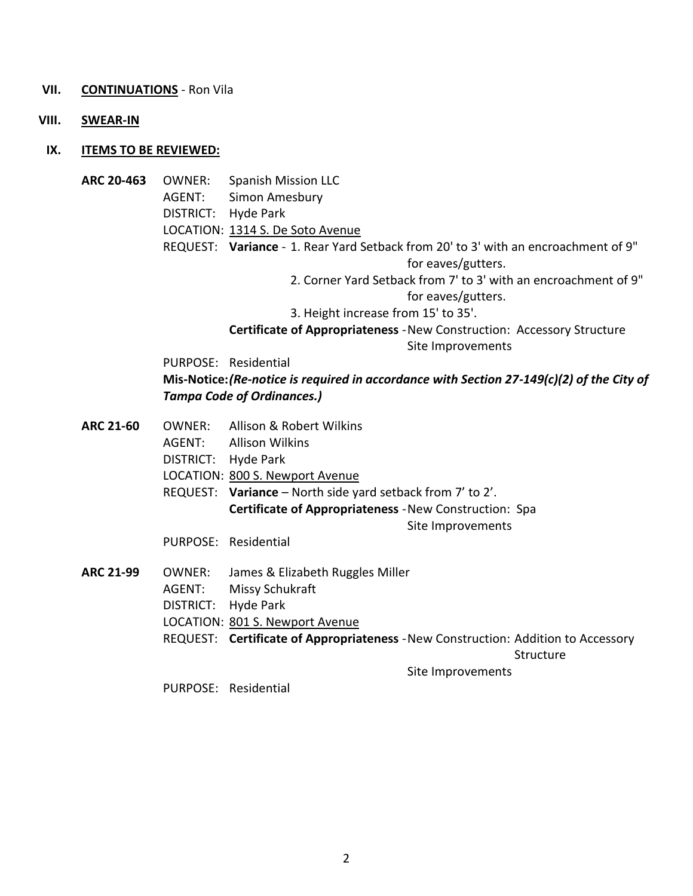**VII. <u>CONTINUATIONS</u>** - Ron Vila

**VIII. <u>SWEAR-IN</u>**

**IX. <u>ITEMS TO BE REVIEWED:</u>**

**ARC 20-463**
OWNER: Spanish Mission LLC
AGENT: Simon Amesbury
DISTRICT: Hyde Park
LOCATION: <u>1314 S. De Soto Avenue</u>
REQUEST: **Variance** - 1. Rear Yard Setback from 20' to 3' with an encroachment of 9" for eaves/gutters.
2. Corner Yard Setback from 7' to 3' with an encroachment of 9" for eaves/gutters.
3. Height increase from 15' to 35'.
**Certificate of Appropriateness** - New Construction: Accessory Structure
Site Improvements
PURPOSE: Residential
**Mis-Notice:** ***(Re-notice is required in accordance with Section 27-149(c)(2) of the City of Tampa Code of Ordinances.)***

**ARC 21-60**
OWNER: Allison & Robert Wilkins
AGENT: Allison Wilkins
DISTRICT: Hyde Park
LOCATION: <u>800 S. Newport Avenue</u>
REQUEST: **Variance** – North side yard setback from 7' to 2'.
**Certificate of Appropriateness** - New Construction: Spa
Site Improvements
PURPOSE: Residential

**ARC 21-99**
OWNER: James & Elizabeth Ruggles Miller
AGENT: Missy Schukraft
DISTRICT: Hyde Park
LOCATION: <u>801 S. Newport Avenue</u>
REQUEST: **Certificate of Appropriateness** - New Construction: Addition to Accessory Structure
Site Improvements
PURPOSE: Residential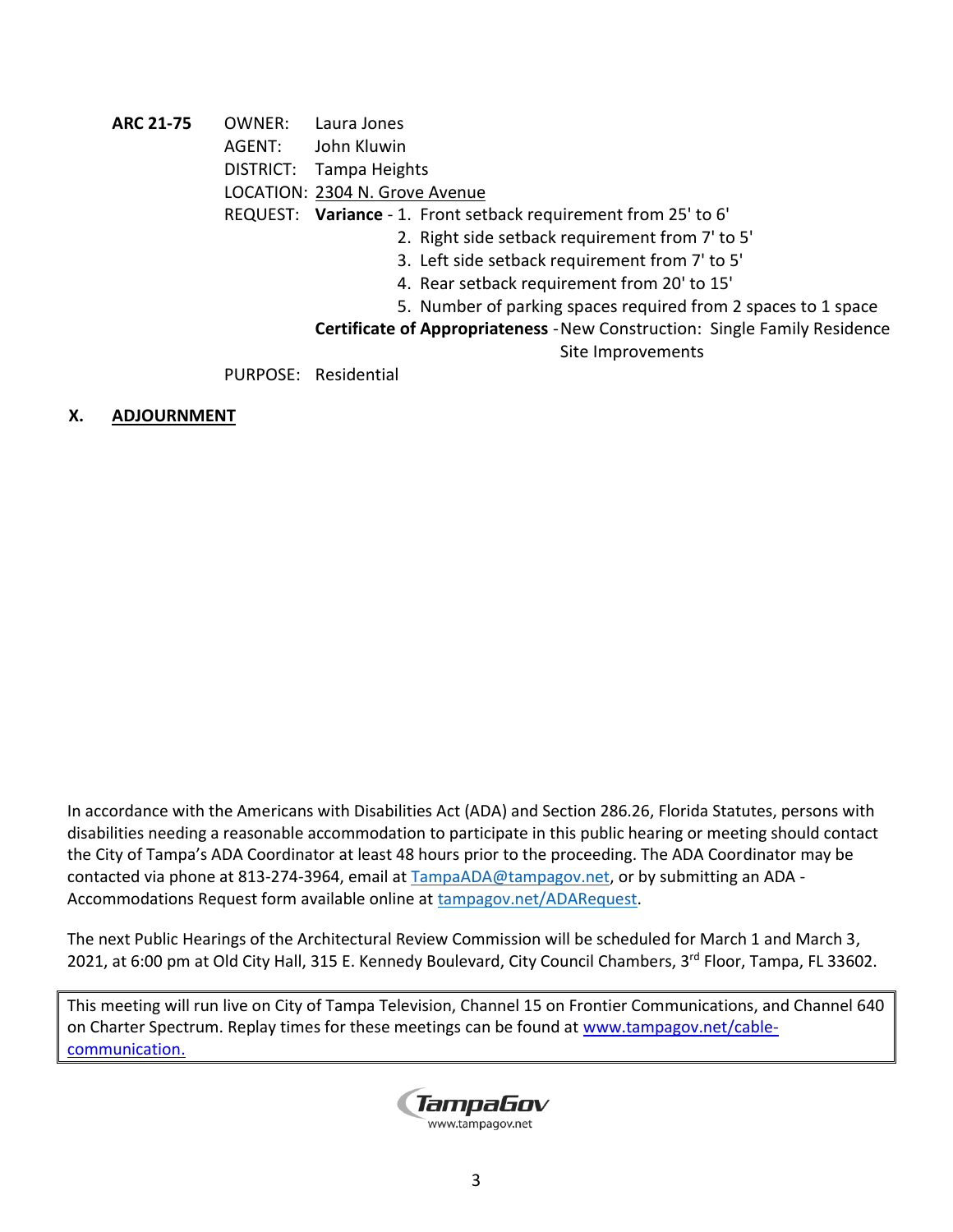**ARC 21-75** OWNER: Laura Jones
AGENT: John Kluwin
DISTRICT: Tampa Heights
LOCATION: 2304 N. Grove Avenue
REQUEST: **Variance** - 1. Front setback requirement from 25' to 6'
2. Right side setback requirement from 7' to 5'
3. Left side setback requirement from 7' to 5'
4. Rear setback requirement from 20' to 15'
5. Number of parking spaces required from 2 spaces to 1 space
**Certificate of Appropriateness** - New Construction: Single Family Residence
Site Improvements
PURPOSE: Residential

## X. ADJOURNMENT

In accordance with the Americans with Disabilities Act (ADA) and Section 286.26, Florida Statutes, persons with disabilities needing a reasonable accommodation to participate in this public hearing or meeting should contact the City of Tampa's ADA Coordinator at least 48 hours prior to the proceeding. The ADA Coordinator may be contacted via phone at 813-274-3964, email at TampaADA@tampagov.net, or by submitting an ADA - Accommodations Request form available online at tampagov.net/ADARequest.

The next Public Hearings of the Architectural Review Commission will be scheduled for March 1 and March 3, 2021, at 6:00 pm at Old City Hall, 315 E. Kennedy Boulevard, City Council Chambers, 3rd Floor, Tampa, FL 33602.

This meeting will run live on City of Tampa Television, Channel 15 on Frontier Communications, and Channel 640 on Charter Spectrum. Replay times for these meetings can be found at www.tampagov.net/cable-communication.

TampaGov
www.tampagov.net